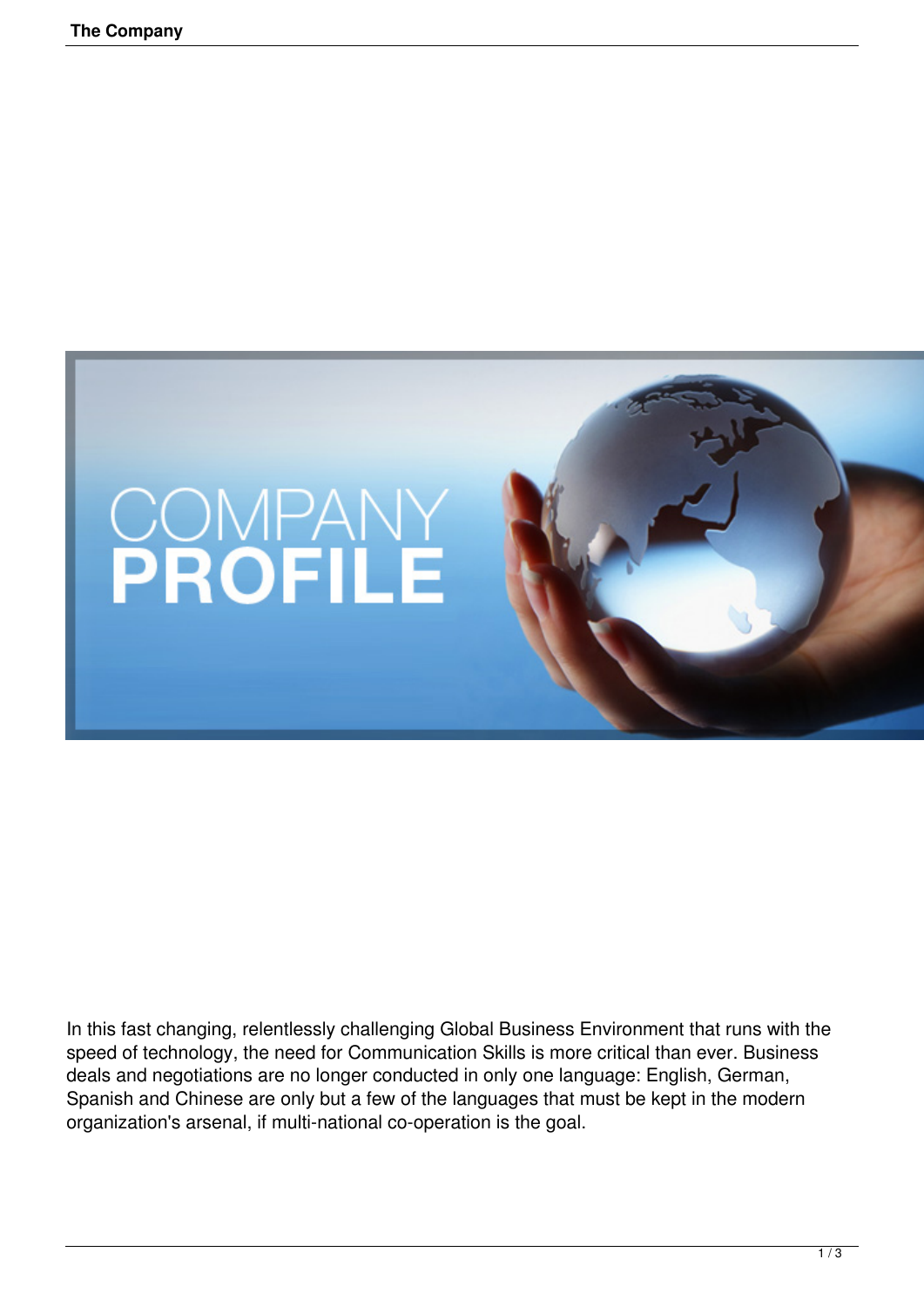In this fast changing, relentlessly challenging Global Business Environment that runs with the speed of technology, the need for Communication Skills is more critical than ever. Business deals and negotiations are no longer conducted in only one language: English, German, Spanish and Chinese are only but a few of the languages that must be kept in the modern organization's arsenal, if multi-national co-operation is the goal.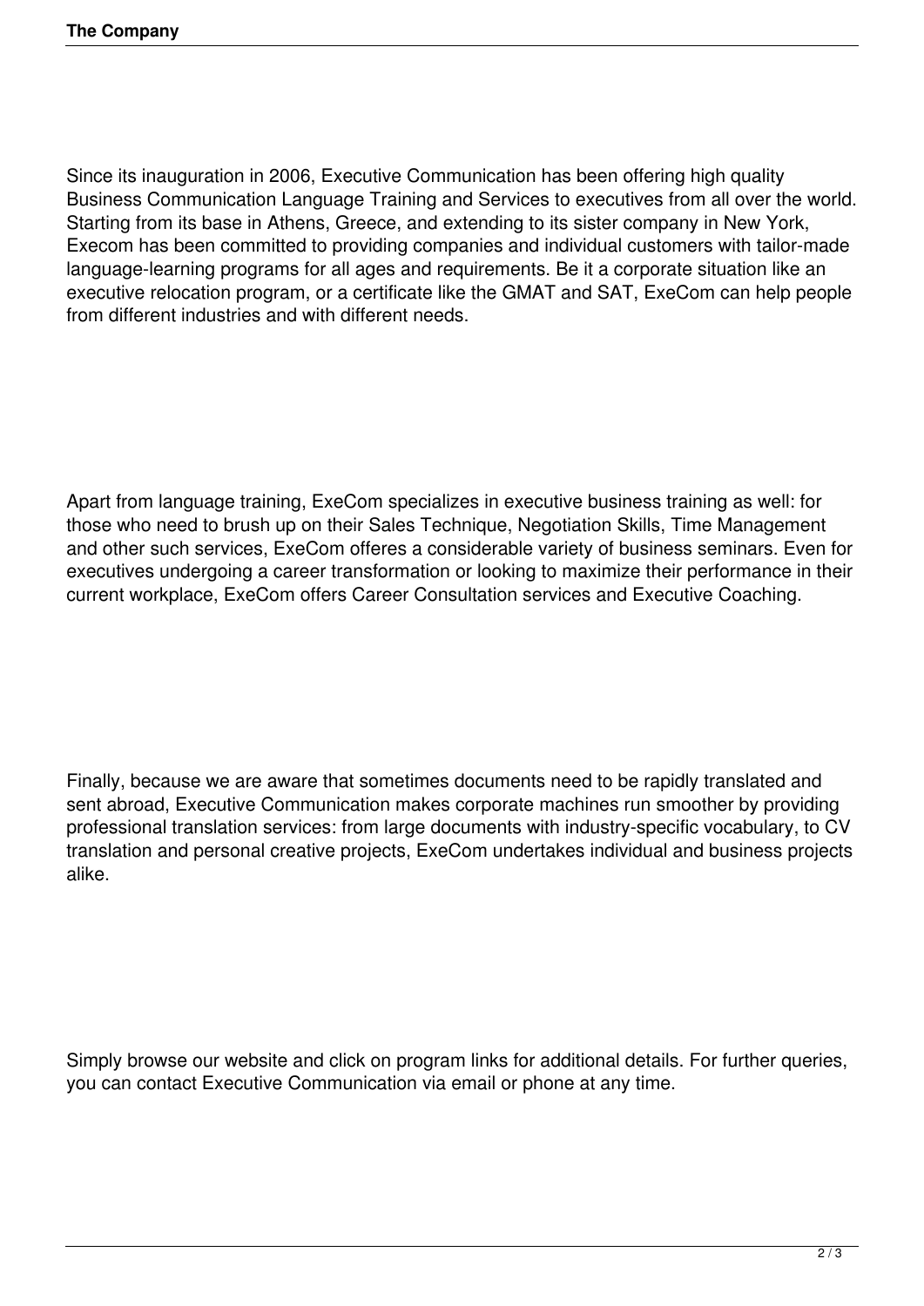Since its inauguration in 2006, Executive Communication has been offering high quality Business Communication Language Training and Services to executives from all over the world. Starting from its base in Athens, Greece, and extending to its sister company in New York, Execom has been committed to providing companies and individual customers with tailor-made language-learning programs for all ages and requirements. Be it a corporate situation like an executive relocation program, or a certificate like the GMAT and SAT, ExeCom can help people from different industries and with different needs.

Apart from language training, ExeCom specializes in executive business training as well: for those who need to brush up on their Sales Technique, Negotiation Skills, Time Management and other such services, ExeCom offeres a considerable variety of business seminars. Even for executives undergoing a career transformation or looking to maximize their performance in their current workplace, ExeCom offers Career Consultation services and Executive Coaching.

Finally, because we are aware that sometimes documents need to be rapidly translated and sent abroad, Executive Communication makes corporate machines run smoother by providing professional translation services: from large documents with industry-specific vocabulary, to CV translation and personal creative projects, ExeCom undertakes individual and business projects alike.

Simply browse our website and click on program links for additional details. For further queries, you can contact Executive Communication via email or phone at any time.